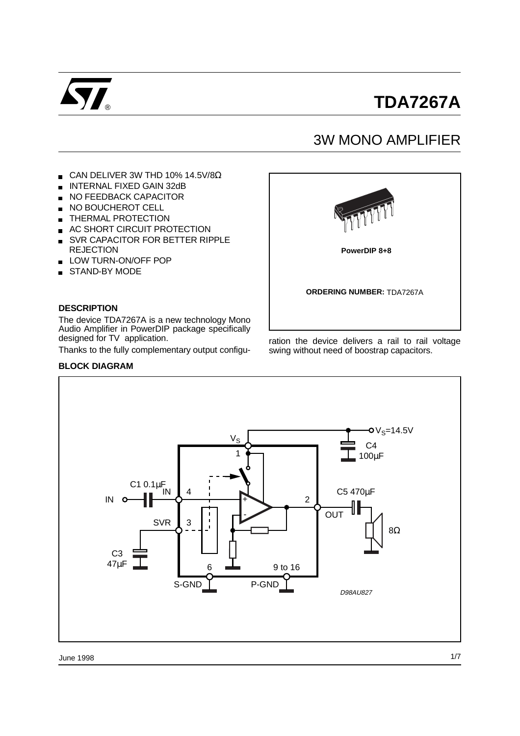# TDA7267A

## 3W MONO AMPLIFIER

- CAN DELIVER 3W THD 10% 14.5V/8Ω
- INTERNAL FIXED GAIN 32dB
- NO FEEDBACK CAPACITOR
- NO BOUCHEROT CELL
- THERMAL PROTECTION
- AC SHORT CIRCUIT PROTECTION
- SVR CAPACITOR FOR BETTER RIPPLE REJECTION
- LOW TURN-ON/OFF POP
- STAND-BY MODE

**PowerDIP 8+8**

**ORDERING NUMBER:** TDA7267A

### DESCRIPTION

The device TDA7267A is a new technology Mono Audio Amplifier in PowerDIP package specifically designed for TV application.

Thanks to the fully complementary output configuration the device delivers a rail to rail voltage swing without need of boostrap capacitors.

### BLOCK DIAGRAM

D98AU827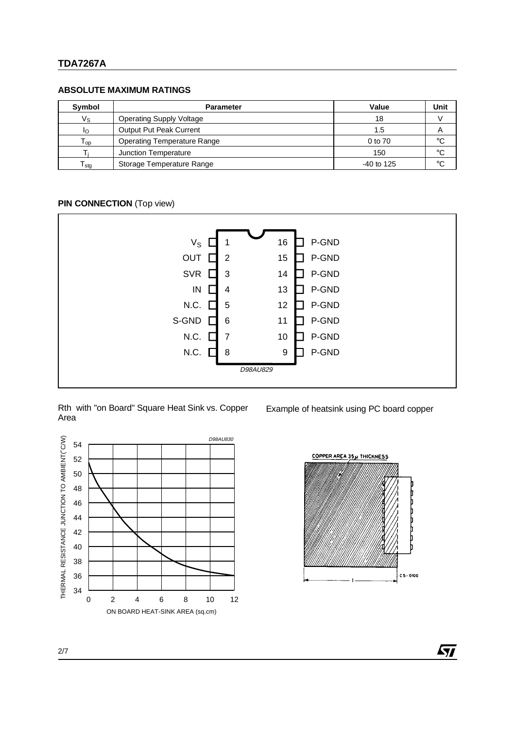## ABSOLUTE MAXIMUM RATINGS

| Symbol | Parameter | Value | Unit |
|---|---|---|---|
| $V_S$ | Operating Supply Voltage | 18 | V |
| $I_O$ | Output Put Peak Current | 1.5 | A |
| $T_{op}$ | Operating Temperature Range | 0 to 70 | °C |
| $T_j$ | Junction Temperature | 150 | °C |
| $T_{stg}$ | Storage Temperature Range | -40 to 125 | °C |

## PIN CONNECTION (Top view)

| Pin | Name | Pin | Name |
|---|---|---|---|
| 1 | $V_S$ | 16 | P-GND |
| 2 | OUT | 15 | P-GND |
| 3 | SVR | 14 | P-GND |
| 4 | IN | 13 | P-GND |
| 5 | N.C. | 12 | P-GND |
| 6 | S-GND | 11 | P-GND |
| 7 | N.C. | 10 | P-GND |
| 8 | N.C. | 9 | P-GND |

D98AU829

Rth with "on Board" Square Heat Sink vs. Copper Area

D98AU830

Example of heatsink using PC board copper

COPPER AREA 35μ THICKNESS

CS-0100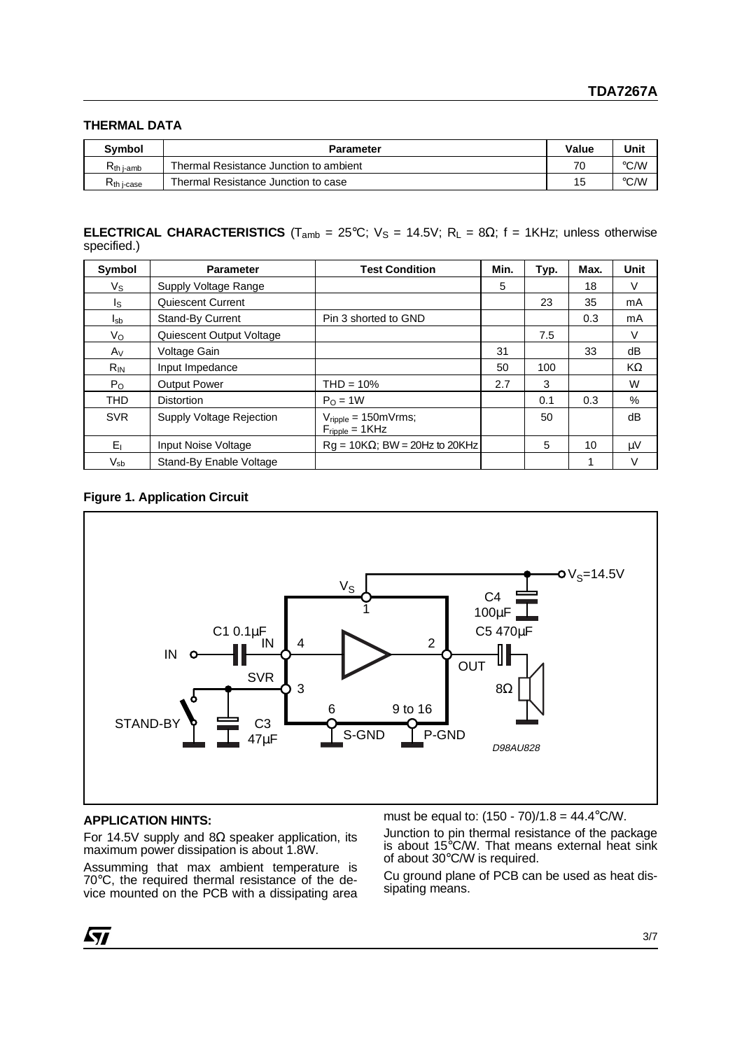## THERMAL DATA

| Symbol | Parameter | Value | Unit |
|---|---|---|---|
| $R_{th\ j\text{-}amb}$ | Thermal Resistance Junction to ambient | 70 | °C/W |
| $R_{th\ j\text{-}case}$ | Thermal Resistance Junction to case | 15 | °C/W |

**ELECTRICAL CHARACTERISTICS** ($T_{amb}$ = 25°C; $V_S$ = 14.5V; $R_L$ = 8Ω; f = 1KHz; unless otherwise specified.)

| Symbol | Parameter | Test Condition | Min. | Typ. | Max. | Unit |
|---|---|---|---|---|---|---|
| $V_S$ | Supply Voltage Range | | 5 | | 18 | V |
| $I_S$ | Quiescent Current | | | 23 | 35 | mA |
| $I_{sb}$ | Stand-By Current | Pin 3 shorted to GND | | | 0.3 | mA |
| $V_O$ | Quiescent Output Voltage | | | 7.5 | | V |
| $A_V$ | Voltage Gain | | 31 | | 33 | dB |
| $R_{IN}$ | Input Impedance | | 50 | 100 | | KΩ |
| $P_O$ | Output Power | THD = 10% | 2.7 | 3 | | W |
| THD | Distortion | $P_O$ = 1W | | 0.1 | 0.3 | % |
| SVR | Supply Voltage Rejection | $V_{ripple}$ = 150mVrms; $F_{ripple}$ = 1KHz | | 50 | | dB |
| $E_I$ | Input Noise Voltage | Rg = 10KΩ; BW = 20Hz to 20KHz | | 5 | 10 | µV |
| $V_{sb}$ | Stand-By Enable Voltage | | | | 1 | V |

**Figure 1. Application Circuit**

## APPLICATION HINTS:

For 14.5V supply and 8Ω speaker application, its maximum power dissipation is about 1.8W.

Assumming that max ambient temperature is 70°C, the required thermal resistance of the device mounted on the PCB with a dissipating area must be equal to: (150 - 70)/1.8 = 44.4°C/W.

Junction to pin thermal resistance of the package is about 15°C/W. That means external heat sink of about 30°C/W is required.

Cu ground plane of PCB can be used as heat dissipating means.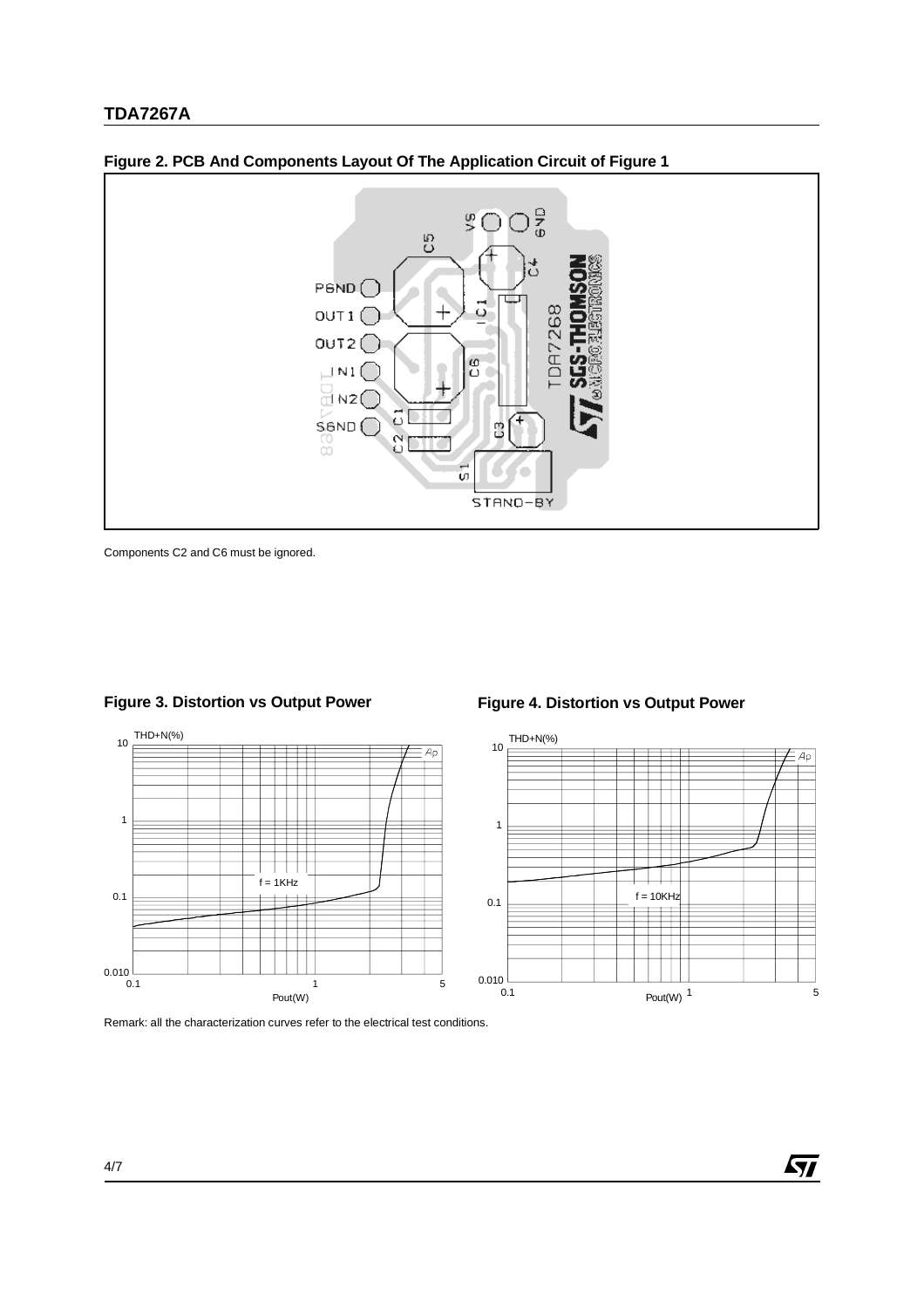**Figure 2. PCB And Components Layout Of The Application Circuit of Figure 1**

Components C2 and C6 must be ignored.

**Figure 3. Distortion vs Output Power**

**Figure 4. Distortion vs Output Power**

Remark: all the characterization curves refer to the electrical test conditions.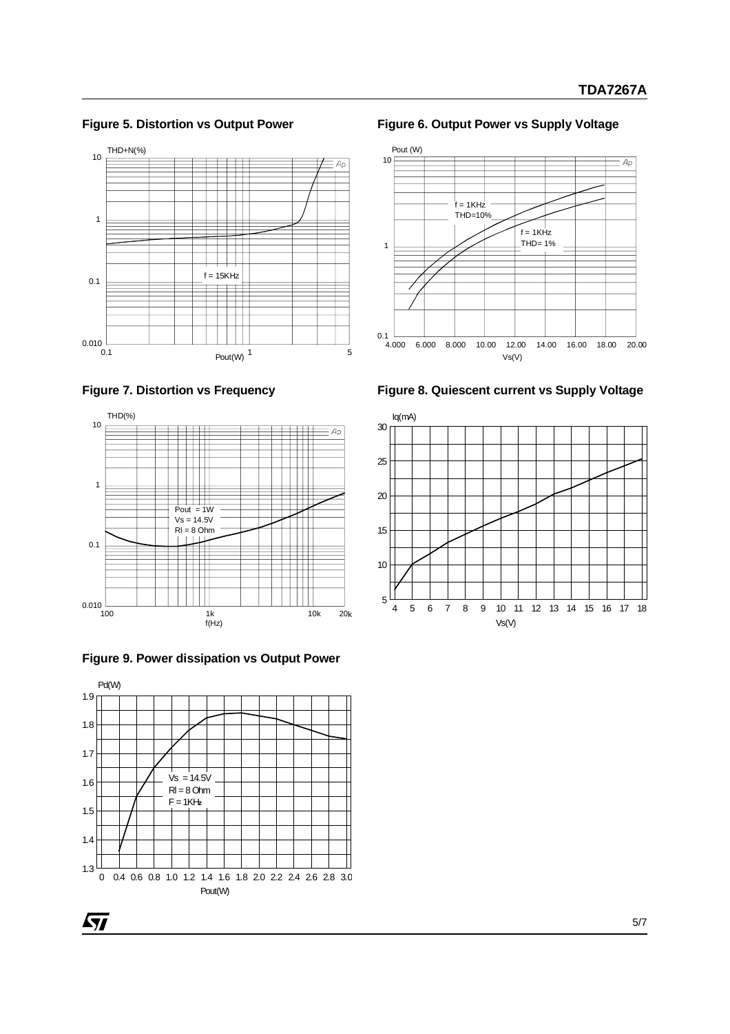**Figure 5. Distortion vs Output Power**

**Figure 6. Output Power vs Supply Voltage**

**Figure 7. Distortion vs Frequency**

**Figure 8. Quiescent current vs Supply Voltage**

**Figure 9. Power dissipation vs Output Power**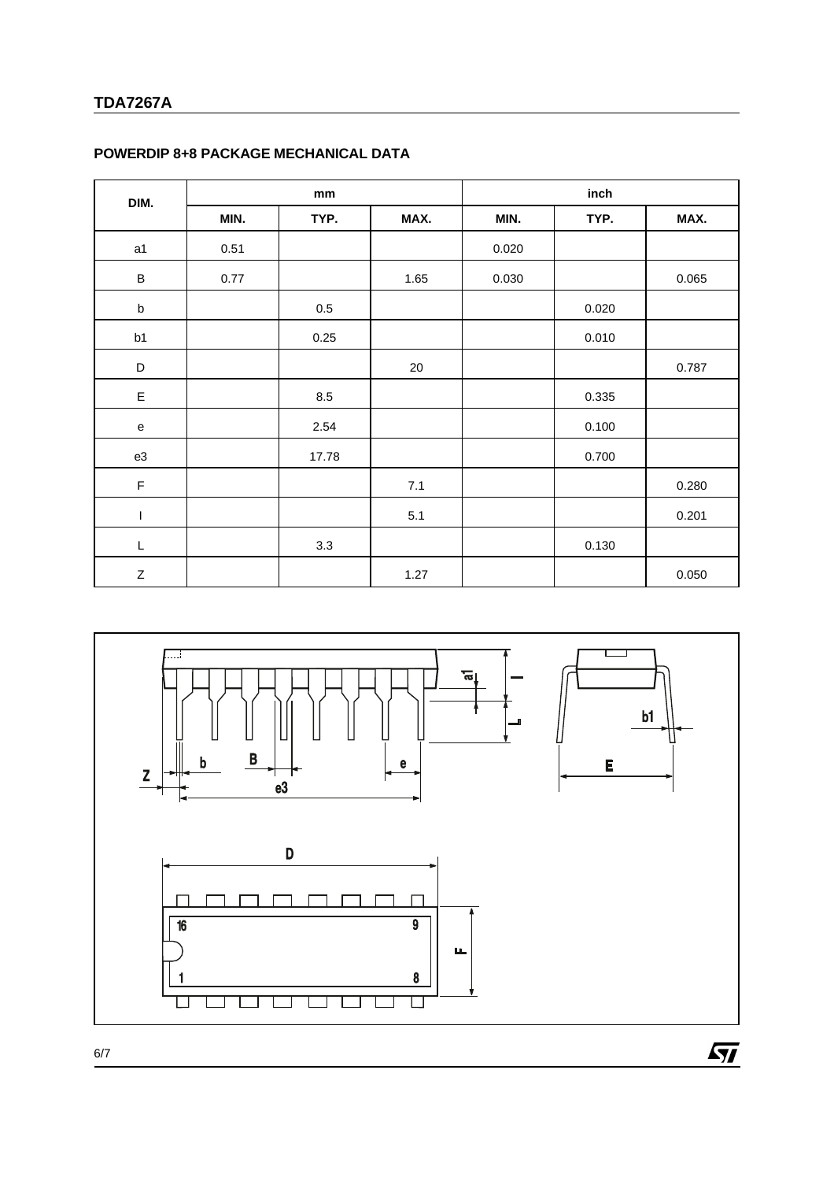## POWERDIP 8+8 PACKAGE MECHANICAL DATA

| DIM. | mm | | | inch | | |
|---|---|---|---|---|---|---|
| | MIN. | TYP. | MAX. | MIN. | TYP. | MAX. |
| a1 | 0.51 | | | 0.020 | | |
| B | 0.77 | | 1.65 | 0.030 | | 0.065 |
| b | | 0.5 | | | 0.020 | |
| b1 | | 0.25 | | | 0.010 | |
| D | | | 20 | | | 0.787 |
| E | | 8.5 | | | 0.335 | |
| e | | 2.54 | | | 0.100 | |
| e3 | | 17.78 | | | 0.700 | |
| F | | | 7.1 | | | 0.280 |
| I | | | 5.1 | | | 0.201 |
| L | | 3.3 | | | 0.130 | |
| Z | | | 1.27 | | | 0.050 |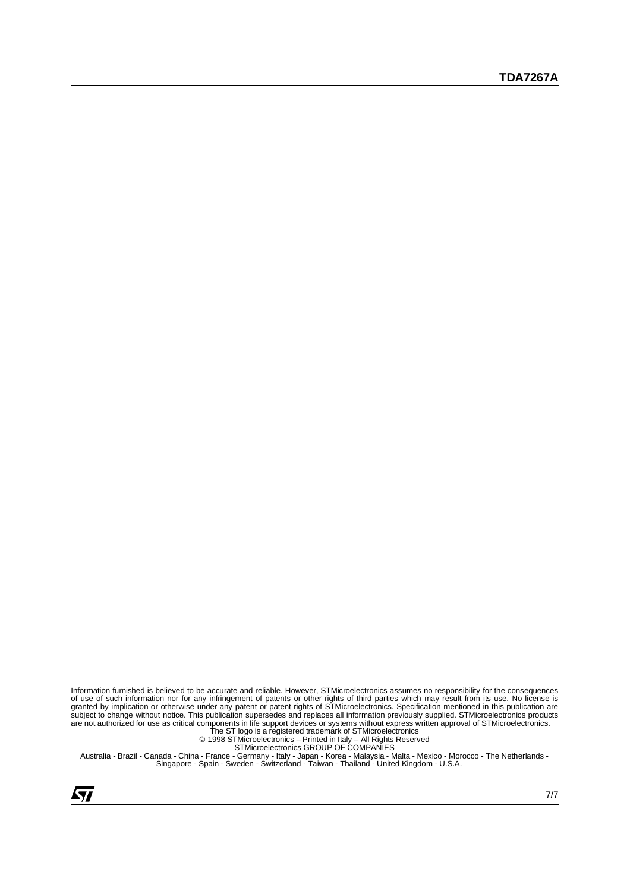Information furnished is believed to be accurate and reliable. However, STMicroelectronics assumes no responsibility for the consequences of use of such information nor for any infringement of patents or other rights of third parties which may result from its use. No license is granted by implication or otherwise under any patent or patent rights of STMicroelectronics. Specification mentioned in this publication are subject to change without notice. This publication supersedes and replaces all information previously supplied. STMicroelectronics products are not authorized for use as critical components in life support devices or systems without express written approval of STMicroelectronics.

The ST logo is a registered trademark of STMicroelectronics

© 1998 STMicroelectronics – Printed in Italy – All Rights Reserved

STMicroelectronics GROUP OF COMPANIES

Australia - Brazil - Canada - China - France - Germany - Italy - Japan - Korea - Malaysia - Malta - Mexico - Morocco - The Netherlands - Singapore - Spain - Sweden - Switzerland - Taiwan - Thailand - United Kingdom - U.S.A.